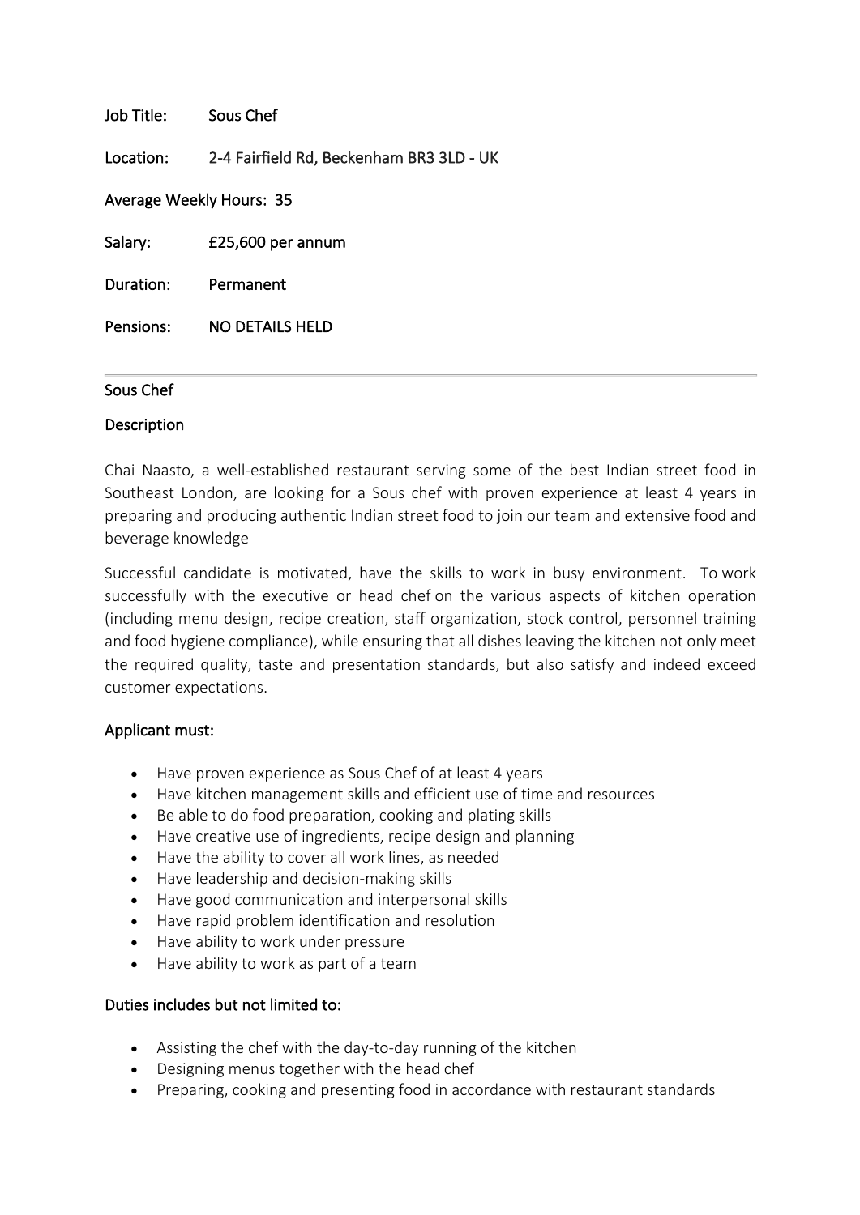**Job Title:** Sous Chef

**Location:** 2-4 Fairfield Rd, Beckenham BR3 3LD - UK

**Average Weekly Hours:** 35

**Salary:** £25,600 per annum

**Duration:** Permanent

**Pensions:** NO DETAILS HELD

---

Sous Chef

Description

Chai Naasto, a well-established restaurant serving some of the best Indian street food in Southeast London, are looking for a Sous chef with proven experience at least 4 years in preparing and producing authentic Indian street food to join our team and extensive food and beverage knowledge

Successful candidate is motivated, have the skills to work in busy environment. To work successfully with the executive or head chef on the various aspects of kitchen operation (including menu design, recipe creation, staff organization, stock control, personnel training and food hygiene compliance), while ensuring that all dishes leaving the kitchen not only meet the required quality, taste and presentation standards, but also satisfy and indeed exceed customer expectations.

**Applicant must:**

- Have proven experience as Sous Chef of at least 4 years
- Have kitchen management skills and efficient use of time and resources
- Be able to do food preparation, cooking and plating skills
- Have creative use of ingredients, recipe design and planning
- Have the ability to cover all work lines, as needed
- Have leadership and decision-making skills
- Have good communication and interpersonal skills
- Have rapid problem identification and resolution
- Have ability to work under pressure
- Have ability to work as part of a team

**Duties includes but not limited to:**

- Assisting the chef with the day-to-day running of the kitchen
- Designing menus together with the head chef
- Preparing, cooking and presenting food in accordance with restaurant standards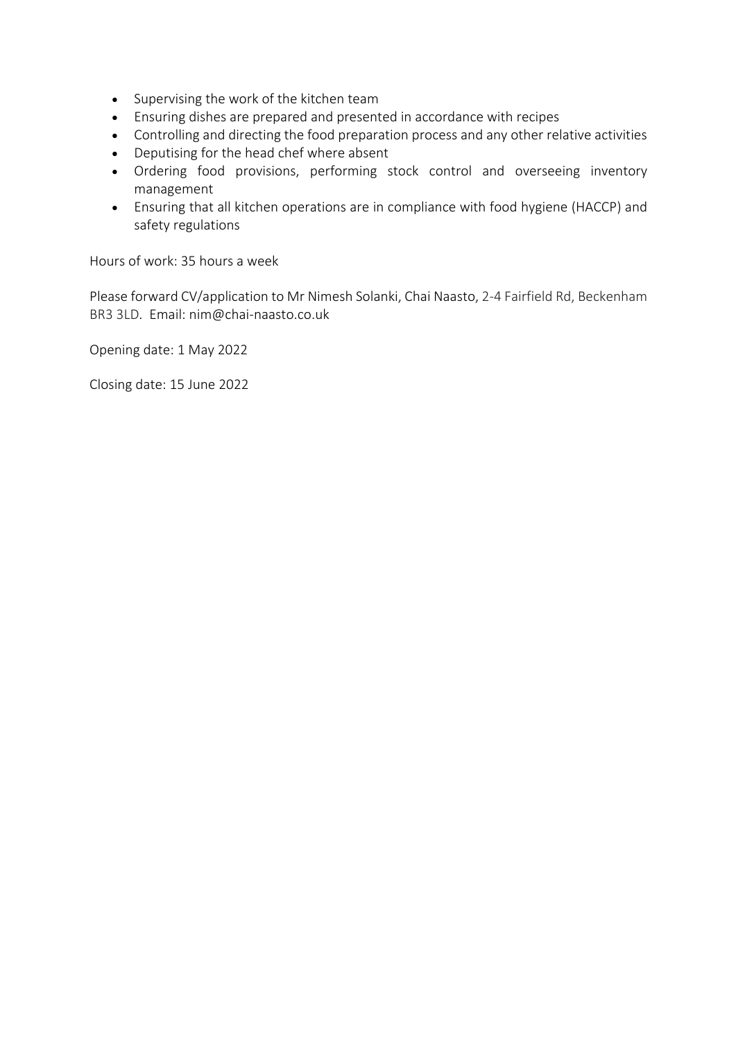- Supervising the work of the kitchen team
- Ensuring dishes are prepared and presented in accordance with recipes
- Controlling and directing the food preparation process and any other relative activities
- Deputising for the head chef where absent
- Ordering food provisions, performing stock control and overseeing inventory management
- Ensuring that all kitchen operations are in compliance with food hygiene (HACCP) and safety regulations

Hours of work: 35 hours a week

Please forward CV/application to Mr Nimesh Solanki, Chai Naasto, 2-4 Fairfield Rd, Beckenham BR3 3LD. Email: nim@chai-naasto.co.uk

Opening date: 1 May 2022

Closing date: 15 June 2022